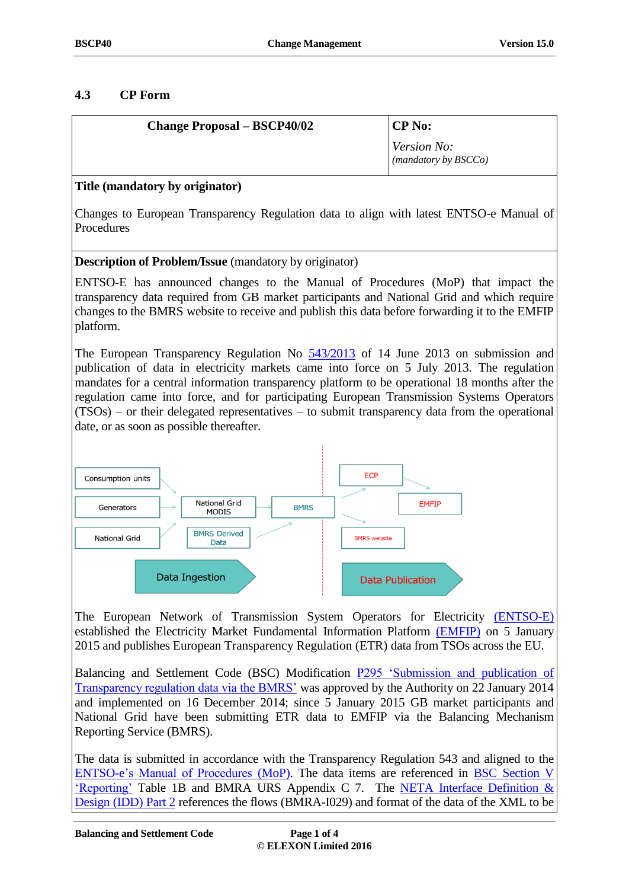## 4.3 CP Form

| Change Proposal – BSCP40/02 | CP No: *Version No:* *(mandatory by BSCCo)* |
|---|---|

**Title (mandatory by originator)**

Changes to European Transparency Regulation data to align with latest ENTSO-e Manual of Procedures

**Description of Problem/Issue** (mandatory by originator)

ENTSO-E has announced changes to the Manual of Procedures (MoP) that impact the transparency data required from GB market participants and National Grid and which require changes to the BMRS website to receive and publish this data before forwarding it to the EMFIP platform.

The European Transparency Regulation No 543/2013 of 14 June 2013 on submission and publication of data in electricity markets came into force on 5 July 2013. The regulation mandates for a central information transparency platform to be operational 18 months after the regulation came into force, and for participating European Transmission Systems Operators (TSOs) – or their delegated representatives – to submit transparency data from the operational date, or as soon as possible thereafter.

Consumption units
Generators
National Grid
National Grid MODIS
BMRS Derived Data
BMRS
ECP
EMFIP
BMRS website
Data Ingestion
Data Publication

The European Network of Transmission System Operators for Electricity (ENTSO-E) established the Electricity Market Fundamental Information Platform (EMFIP) on 5 January 2015 and publishes European Transparency Regulation (ETR) data from TSOs across the EU.

Balancing and Settlement Code (BSC) Modification P295 'Submission and publication of Transparency regulation data via the BMRS' was approved by the Authority on 22 January 2014 and implemented on 16 December 2014; since 5 January 2015 GB market participants and National Grid have been submitting ETR data to EMFIP via the Balancing Mechanism Reporting Service (BMRS).

The data is submitted in accordance with the Transparency Regulation 543 and aligned to the ENTSO-e's Manual of Procedures (MoP). The data items are referenced in BSC Section V 'Reporting' Table 1B and BMRA URS Appendix C 7. The NETA Interface Definition & Design (IDD) Part 2 references the flows (BMRA-I029) and format of the data of the XML to be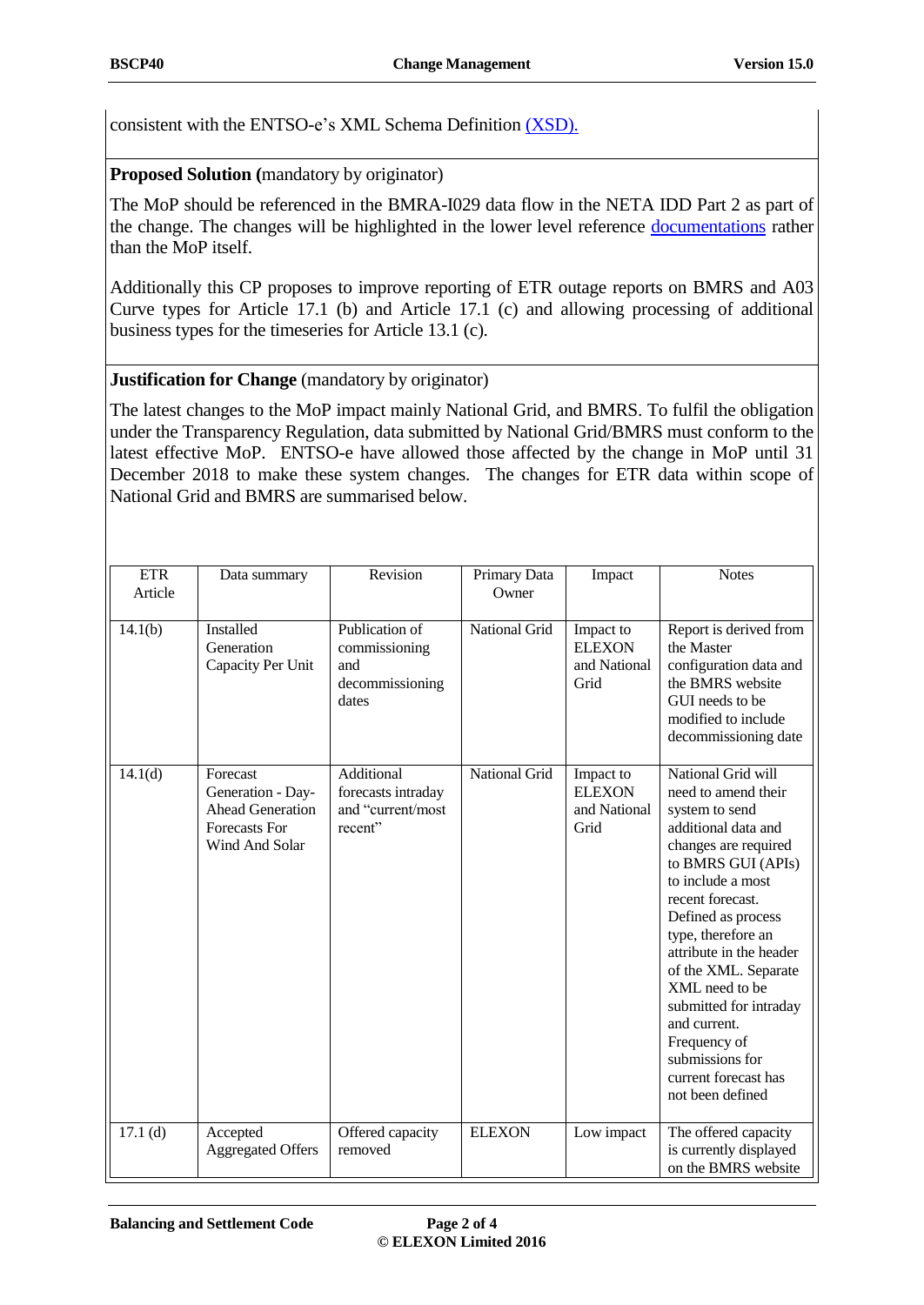consistent with the ENTSO-e's XML Schema Definition (XSD).

**Proposed Solution (**mandatory by originator)

The MoP should be referenced in the BMRA-I029 data flow in the NETA IDD Part 2 as part of the change. The changes will be highlighted in the lower level reference documentations rather than the MoP itself.

Additionally this CP proposes to improve reporting of ETR outage reports on BMRS and A03 Curve types for Article 17.1 (b) and Article 17.1 (c) and allowing processing of additional business types for the timeseries for Article 13.1 (c).

**Justification for Change** (mandatory by originator)

The latest changes to the MoP impact mainly National Grid, and BMRS. To fulfil the obligation under the Transparency Regulation, data submitted by National Grid/BMRS must conform to the latest effective MoP. ENTSO-e have allowed those affected by the change in MoP until 31 December 2018 to make these system changes. The changes for ETR data within scope of National Grid and BMRS are summarised below.

| ETR Article | Data summary | Revision | Primary Data Owner | Impact | Notes |
|---|---|---|---|---|---|
| 14.1(b) | Installed Generation Capacity Per Unit | Publication of commissioning and decommissioning dates | National Grid | Impact to ELEXON and National Grid | Report is derived from the Master configuration data and the BMRS website GUI needs to be modified to include decommissioning date |
| 14.1(d) | Forecast Generation - Day-Ahead Generation Forecasts For Wind And Solar | Additional forecasts intraday and "current/most recent" | National Grid | Impact to ELEXON and National Grid | National Grid will need to amend their system to send additional data and changes are required to BMRS GUI (APIs) to include a most recent forecast. Defined as process type, therefore an attribute in the header of the XML. Separate XML need to be submitted for intraday and current. Frequency of submissions for current forecast has not been defined |
| 17.1 (d) | Accepted Aggregated Offers | Offered capacity removed | ELEXON | Low impact | The offered capacity is currently displayed on the BMRS website |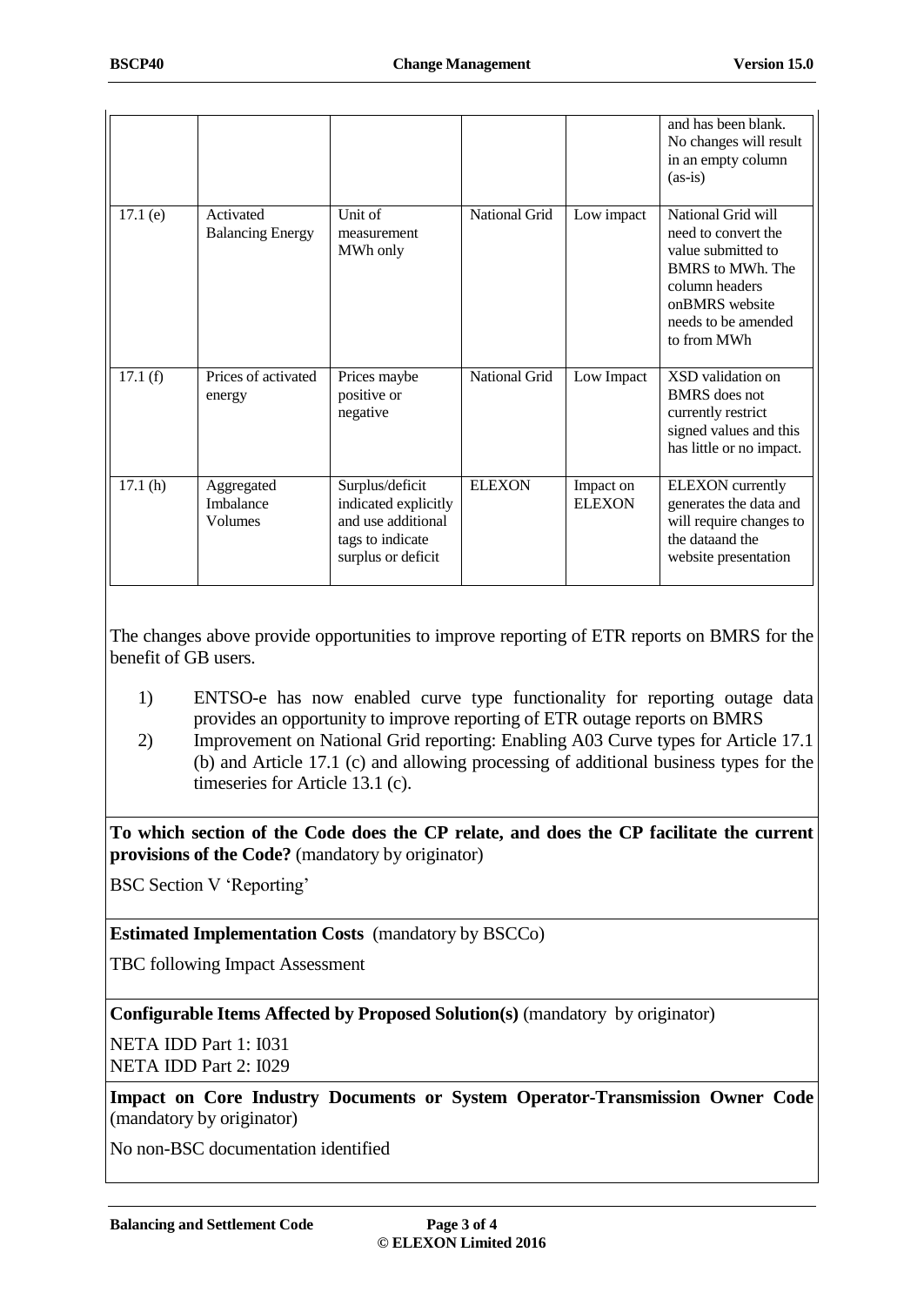|  |  |  |  |  | and has been blank. No changes will result in an empty column (as-is) |
|---|---|---|---|---|---|
| 17.1 (e) | Activated Balancing Energy | Unit of measurement MWh only | National Grid | Low impact | National Grid will need to convert the value submitted to BMRS to MWh. The column headers onBMRS website needs to be amended to from MWh |
| 17.1 (f) | Prices of activated energy | Prices maybe positive or negative | National Grid | Low Impact | XSD validation on BMRS does not currently restrict signed values and this has little or no impact. |
| 17.1 (h) | Aggregated Imbalance Volumes | Surplus/deficit indicated explicitly and use additional tags to indicate surplus or deficit | ELEXON | Impact on ELEXON | ELEXON currently generates the data and will require changes to the dataand the website presentation |

The changes above provide opportunities to improve reporting of ETR reports on BMRS for the benefit of GB users.

1) ENTSO-e has now enabled curve type functionality for reporting outage data provides an opportunity to improve reporting of ETR outage reports on BMRS
2) Improvement on National Grid reporting: Enabling A03 Curve types for Article 17.1 (b) and Article 17.1 (c) and allowing processing of additional business types for the timeseries for Article 13.1 (c).

**To which section of the Code does the CP relate, and does the CP facilitate the current provisions of the Code?** (mandatory by originator)

BSC Section V 'Reporting'

**Estimated Implementation Costs** (mandatory by BSCCo)

TBC following Impact Assessment

**Configurable Items Affected by Proposed Solution(s)** (mandatory by originator)

NETA IDD Part 1: I031
NETA IDD Part 2: I029

**Impact on Core Industry Documents or System Operator-Transmission Owner Code** (mandatory by originator)

No non-BSC documentation identified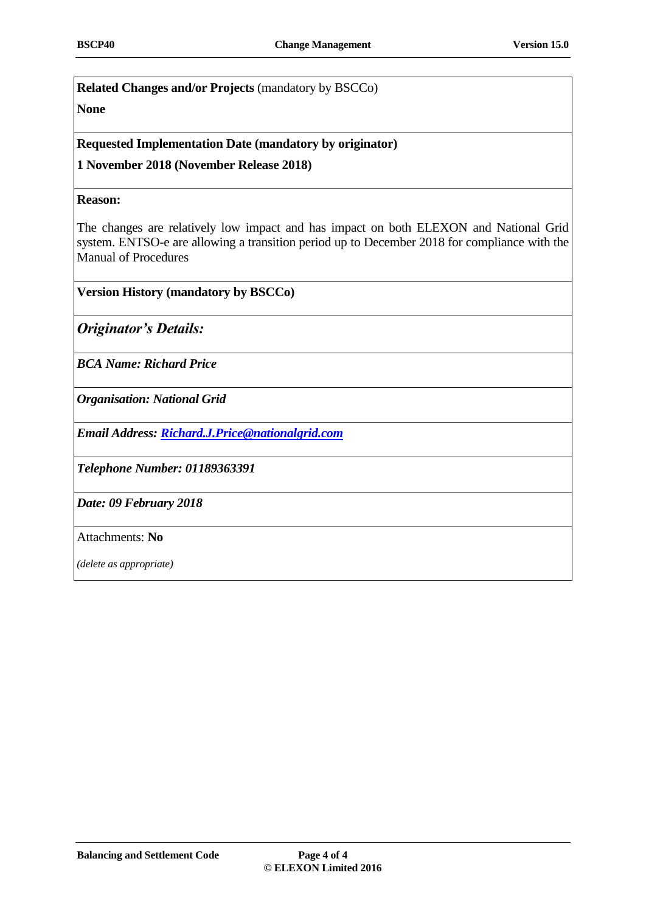**Related Changes and/or Projects** (mandatory by BSCCo)

**None**

**Requested Implementation Date (mandatory by originator)**

**1 November 2018 (November Release 2018)**

**Reason:**

The changes are relatively low impact and has impact on both ELEXON and National Grid system. ENTSO-e are allowing a transition period up to December 2018 for compliance with the Manual of Procedures

**Version History (mandatory by BSCCo)**

***Originator's Details:***

***BCA Name: Richard Price***

***Organisation: National Grid***

***Email Address: [Richard.J.Price@nationalgrid.com](mailto:Richard.J.Price@nationalgrid.com)***

***Telephone Number: 01189363391***

***Date: 09 February 2018***

Attachments: **No**

*(delete as appropriate)*